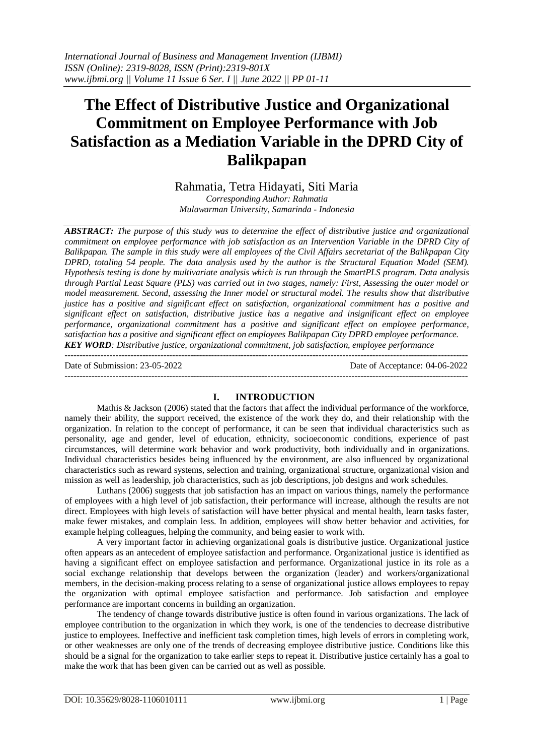# The Effect of Distributive Justice and Organizational Commitment on Employee Performance with Job Satisfaction as a Mediation Variable in the DPRD City of Balikpapan

Rahmatia, Tetra Hidayati, Siti Maria

*Corresponding Author: Rahmatia*
*Mulawarman University, Samarinda - Indonesia*

***ABSTRACT:*** *The purpose of this study was to determine the effect of distributive justice and organizational commitment on employee performance with job satisfaction as an Intervention Variable in the DPRD City of Balikpapan. The sample in this study were all employees of the Civil Affairs secretariat of the Balikpapan City DPRD, totaling 54 people. The data analysis used by the author is the Structural Equation Model (SEM). Hypothesis testing is done by multivariate analysis which is run through the SmartPLS program. Data analysis through Partial Least Square (PLS) was carried out in two stages, namely: First, Assessing the outer model or model measurement. Second, assessing the Inner model or structural model. The results show that distributive justice has a positive and significant effect on satisfaction, organizational commitment has a positive and significant effect on satisfaction, distributive justice has a negative and insignificant effect on employee performance, organizational commitment has a positive and significant effect on employee performance, satisfaction has a positive and significant effect on employees Balikpapan City DPRD employee performance.*

***KEY WORD****: Distributive justice, organizational commitment, job satisfaction, employee performance*

---

Date of Submission: 23-05-2022 | Date of Acceptance: 04-06-2022

---

## I. INTRODUCTION

Mathis & Jackson (2006) stated that the factors that affect the individual performance of the workforce, namely their ability, the support received, the existence of the work they do, and their relationship with the organization. In relation to the concept of performance, it can be seen that individual characteristics such as personality, age and gender, level of education, ethnicity, socioeconomic conditions, experience of past circumstances, will determine work behavior and work productivity, both individually and in organizations. Individual characteristics besides being influenced by the environment, are also influenced by organizational characteristics such as reward systems, selection and training, organizational structure, organizational vision and mission as well as leadership, job characteristics, such as job descriptions, job designs and work schedules.

Luthans (2006) suggests that job satisfaction has an impact on various things, namely the performance of employees with a high level of job satisfaction, their performance will increase, although the results are not direct. Employees with high levels of satisfaction will have better physical and mental health, learn tasks faster, make fewer mistakes, and complain less. In addition, employees will show better behavior and activities, for example helping colleagues, helping the community, and being easier to work with.

A very important factor in achieving organizational goals is distributive justice. Organizational justice often appears as an antecedent of employee satisfaction and performance. Organizational justice is identified as having a significant effect on employee satisfaction and performance. Organizational justice in its role as a social exchange relationship that develops between the organization (leader) and workers/organizational members, in the decision-making process relating to a sense of organizational justice allows employees to repay the organization with optimal employee satisfaction and performance. Job satisfaction and employee performance are important concerns in building an organization.

The tendency of change towards distributive justice is often found in various organizations. The lack of employee contribution to the organization in which they work, is one of the tendencies to decrease distributive justice to employees. Ineffective and inefficient task completion times, high levels of errors in completing work, or other weaknesses are only one of the trends of decreasing employee distributive justice. Conditions like this should be a signal for the organization to take earlier steps to repeat it. Distributive justice certainly has a goal to make the work that has been given can be carried out as well as possible.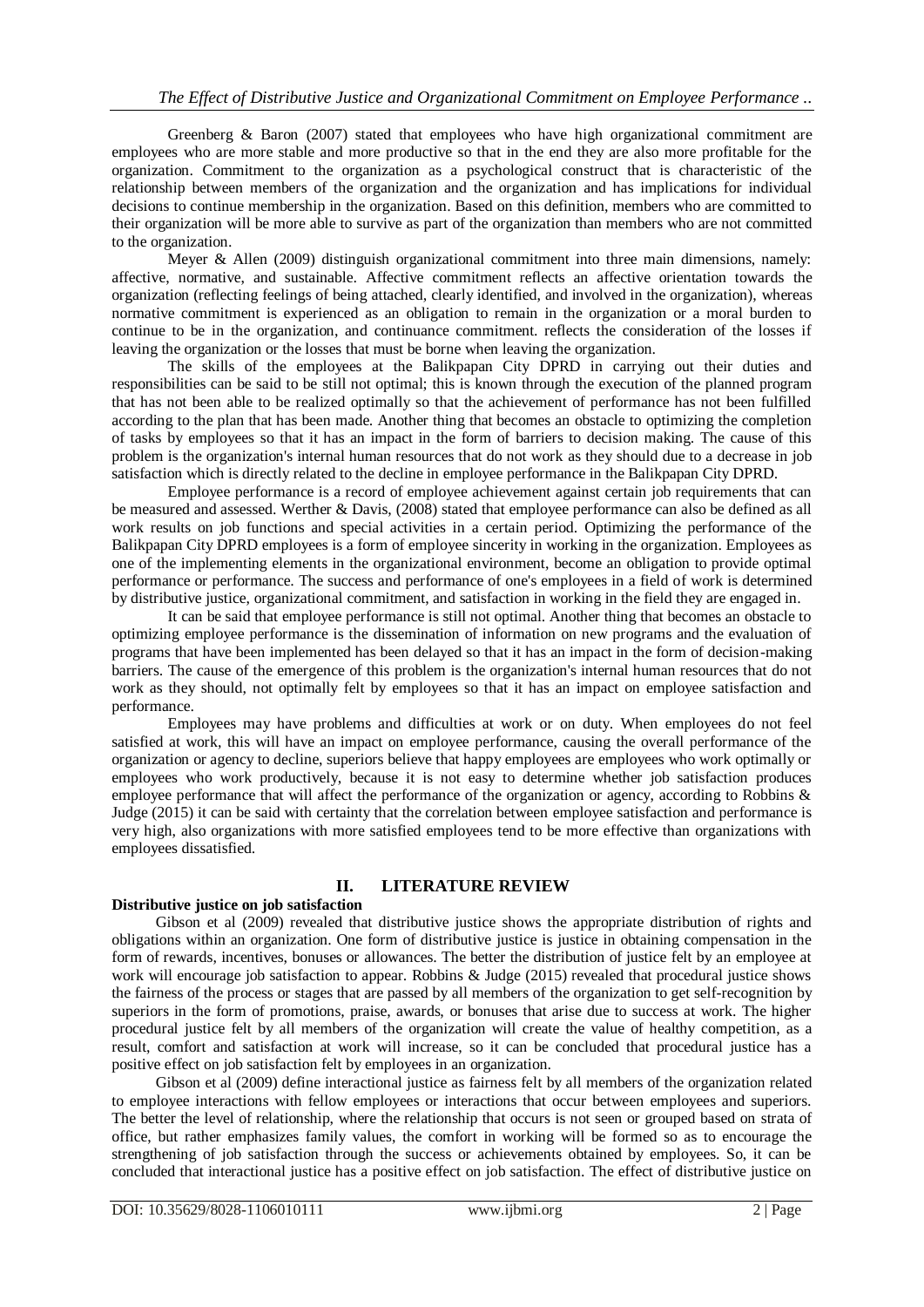Greenberg & Baron (2007) stated that employees who have high organizational commitment are employees who are more stable and more productive so that in the end they are also more profitable for the organization. Commitment to the organization as a psychological construct that is characteristic of the relationship between members of the organization and the organization and has implications for individual decisions to continue membership in the organization. Based on this definition, members who are committed to their organization will be more able to survive as part of the organization than members who are not committed to the organization.

Meyer & Allen (2009) distinguish organizational commitment into three main dimensions, namely: affective, normative, and sustainable. Affective commitment reflects an affective orientation towards the organization (reflecting feelings of being attached, clearly identified, and involved in the organization), whereas normative commitment is experienced as an obligation to remain in the organization or a moral burden to continue to be in the organization, and continuance commitment. reflects the consideration of the losses if leaving the organization or the losses that must be borne when leaving the organization.

The skills of the employees at the Balikpapan City DPRD in carrying out their duties and responsibilities can be said to be still not optimal; this is known through the execution of the planned program that has not been able to be realized optimally so that the achievement of performance has not been fulfilled according to the plan that has been made. Another thing that becomes an obstacle to optimizing the completion of tasks by employees so that it has an impact in the form of barriers to decision making. The cause of this problem is the organization's internal human resources that do not work as they should due to a decrease in job satisfaction which is directly related to the decline in employee performance in the Balikpapan City DPRD.

Employee performance is a record of employee achievement against certain job requirements that can be measured and assessed. Werther & Davis, (2008) stated that employee performance can also be defined as all work results on job functions and special activities in a certain period. Optimizing the performance of the Balikpapan City DPRD employees is a form of employee sincerity in working in the organization. Employees as one of the implementing elements in the organizational environment, become an obligation to provide optimal performance or performance. The success and performance of one's employees in a field of work is determined by distributive justice, organizational commitment, and satisfaction in working in the field they are engaged in.

It can be said that employee performance is still not optimal. Another thing that becomes an obstacle to optimizing employee performance is the dissemination of information on new programs and the evaluation of programs that have been implemented has been delayed so that it has an impact in the form of decision-making barriers. The cause of the emergence of this problem is the organization's internal human resources that do not work as they should, not optimally felt by employees so that it has an impact on employee satisfaction and performance.

Employees may have problems and difficulties at work or on duty. When employees do not feel satisfied at work, this will have an impact on employee performance, causing the overall performance of the organization or agency to decline, superiors believe that happy employees are employees who work optimally or employees who work productively, because it is not easy to determine whether job satisfaction produces employee performance that will affect the performance of the organization or agency, according to Robbins & Judge (2015) it can be said with certainty that the correlation between employee satisfaction and performance is very high, also organizations with more satisfied employees tend to be more effective than organizations with employees dissatisfied.

## II. LITERATURE REVIEW

**Distributive justice on job satisfaction**

Gibson et al (2009) revealed that distributive justice shows the appropriate distribution of rights and obligations within an organization. One form of distributive justice is justice in obtaining compensation in the form of rewards, incentives, bonuses or allowances. The better the distribution of justice felt by an employee at work will encourage job satisfaction to appear. Robbins & Judge (2015) revealed that procedural justice shows the fairness of the process or stages that are passed by all members of the organization to get self-recognition by superiors in the form of promotions, praise, awards, or bonuses that arise due to success at work. The higher procedural justice felt by all members of the organization will create the value of healthy competition, as a result, comfort and satisfaction at work will increase, so it can be concluded that procedural justice has a positive effect on job satisfaction felt by employees in an organization.

Gibson et al (2009) define interactional justice as fairness felt by all members of the organization related to employee interactions with fellow employees or interactions that occur between employees and superiors. The better the level of relationship, where the relationship that occurs is not seen or grouped based on strata of office, but rather emphasizes family values, the comfort in working will be formed so as to encourage the strengthening of job satisfaction through the success or achievements obtained by employees. So, it can be concluded that interactional justice has a positive effect on job satisfaction. The effect of distributive justice on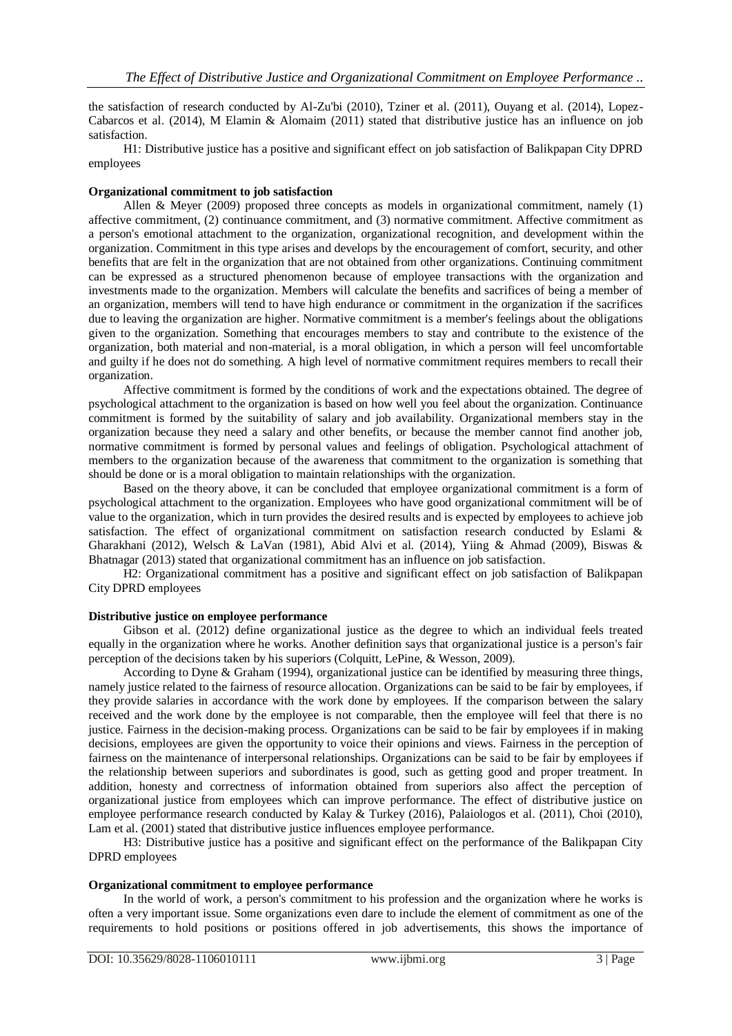the satisfaction of research conducted by Al-Zu'bi (2010), Tziner et al. (2011), Ouyang et al. (2014), Lopez-Cabarcos et al. (2014), M Elamin & Alomaim (2011) stated that distributive justice has an influence on job satisfaction.

H1: Distributive justice has a positive and significant effect on job satisfaction of Balikpapan City DPRD employees

**Organizational commitment to job satisfaction**

Allen & Meyer (2009) proposed three concepts as models in organizational commitment, namely (1) affective commitment, (2) continuance commitment, and (3) normative commitment. Affective commitment as a person's emotional attachment to the organization, organizational recognition, and development within the organization. Commitment in this type arises and develops by the encouragement of comfort, security, and other benefits that are felt in the organization that are not obtained from other organizations. Continuing commitment can be expressed as a structured phenomenon because of employee transactions with the organization and investments made to the organization. Members will calculate the benefits and sacrifices of being a member of an organization, members will tend to have high endurance or commitment in the organization if the sacrifices due to leaving the organization are higher. Normative commitment is a member's feelings about the obligations given to the organization. Something that encourages members to stay and contribute to the existence of the organization, both material and non-material, is a moral obligation, in which a person will feel uncomfortable and guilty if he does not do something. A high level of normative commitment requires members to recall their organization.

Affective commitment is formed by the conditions of work and the expectations obtained. The degree of psychological attachment to the organization is based on how well you feel about the organization. Continuance commitment is formed by the suitability of salary and job availability. Organizational members stay in the organization because they need a salary and other benefits, or because the member cannot find another job, normative commitment is formed by personal values and feelings of obligation. Psychological attachment of members to the organization because of the awareness that commitment to the organization is something that should be done or is a moral obligation to maintain relationships with the organization.

Based on the theory above, it can be concluded that employee organizational commitment is a form of psychological attachment to the organization. Employees who have good organizational commitment will be of value to the organization, which in turn provides the desired results and is expected by employees to achieve job satisfaction. The effect of organizational commitment on satisfaction research conducted by Eslami & Gharakhani (2012), Welsch & LaVan (1981), Abid Alvi et al. (2014), Yiing & Ahmad (2009), Biswas & Bhatnagar (2013) stated that organizational commitment has an influence on job satisfaction.

H2: Organizational commitment has a positive and significant effect on job satisfaction of Balikpapan City DPRD employees

**Distributive justice on employee performance**

Gibson et al. (2012) define organizational justice as the degree to which an individual feels treated equally in the organization where he works. Another definition says that organizational justice is a person's fair perception of the decisions taken by his superiors (Colquitt, LePine, & Wesson, 2009).

According to Dyne & Graham (1994), organizational justice can be identified by measuring three things, namely justice related to the fairness of resource allocation. Organizations can be said to be fair by employees, if they provide salaries in accordance with the work done by employees. If the comparison between the salary received and the work done by the employee is not comparable, then the employee will feel that there is no justice. Fairness in the decision-making process. Organizations can be said to be fair by employees if in making decisions, employees are given the opportunity to voice their opinions and views. Fairness in the perception of fairness on the maintenance of interpersonal relationships. Organizations can be said to be fair by employees if the relationship between superiors and subordinates is good, such as getting good and proper treatment. In addition, honesty and correctness of information obtained from superiors also affect the perception of organizational justice from employees which can improve performance. The effect of distributive justice on employee performance research conducted by Kalay & Turkey (2016), Palaiologos et al. (2011), Choi (2010), Lam et al. (2001) stated that distributive justice influences employee performance.

H3: Distributive justice has a positive and significant effect on the performance of the Balikpapan City DPRD employees

**Organizational commitment to employee performance**

In the world of work, a person's commitment to his profession and the organization where he works is often a very important issue. Some organizations even dare to include the element of commitment as one of the requirements to hold positions or positions offered in job advertisements, this shows the importance of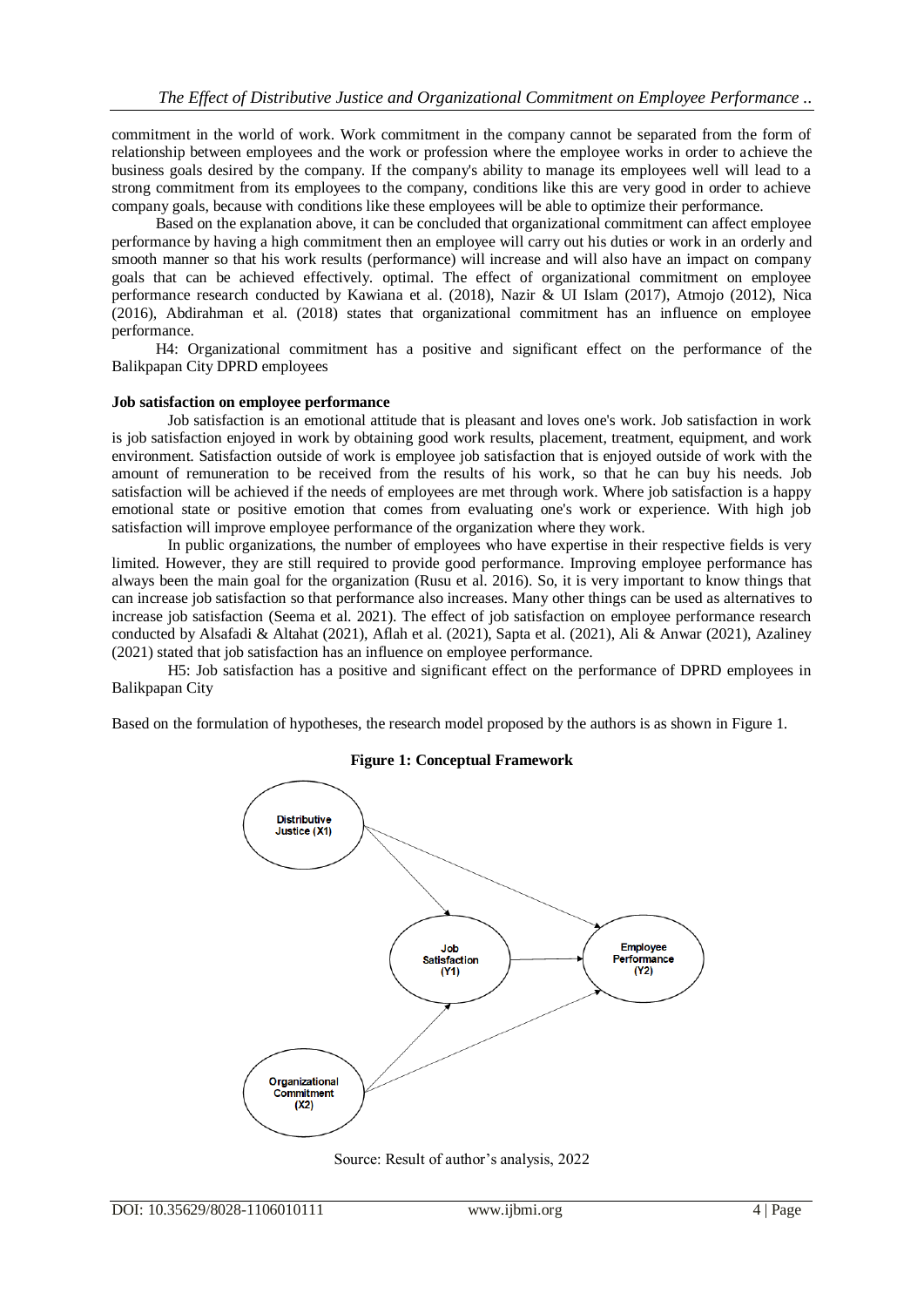commitment in the world of work. Work commitment in the company cannot be separated from the form of relationship between employees and the work or profession where the employee works in order to achieve the business goals desired by the company. If the company's ability to manage its employees well will lead to a strong commitment from its employees to the company, conditions like this are very good in order to achieve company goals, because with conditions like these employees will be able to optimize their performance.

Based on the explanation above, it can be concluded that organizational commitment can affect employee performance by having a high commitment then an employee will carry out his duties or work in an orderly and smooth manner so that his work results (performance) will increase and will also have an impact on company goals that can be achieved effectively. optimal. The effect of organizational commitment on employee performance research conducted by Kawiana et al. (2018), Nazir & Ul Islam (2017), Atmojo (2012), Nica (2016), Abdirahman et al. (2018) states that organizational commitment has an influence on employee performance.

H4: Organizational commitment has a positive and significant effect on the performance of the Balikpapan City DPRD employees

**Job satisfaction on employee performance**

Job satisfaction is an emotional attitude that is pleasant and loves one's work. Job satisfaction in work is job satisfaction enjoyed in work by obtaining good work results, placement, treatment, equipment, and work environment. Satisfaction outside of work is employee job satisfaction that is enjoyed outside of work with the amount of remuneration to be received from the results of his work, so that he can buy his needs. Job satisfaction will be achieved if the needs of employees are met through work. Where job satisfaction is a happy emotional state or positive emotion that comes from evaluating one's work or experience. With high job satisfaction will improve employee performance of the organization where they work.

In public organizations, the number of employees who have expertise in their respective fields is very limited. However, they are still required to provide good performance. Improving employee performance has always been the main goal for the organization (Rusu et al. 2016). So, it is very important to know things that can increase job satisfaction so that performance also increases. Many other things can be used as alternatives to increase job satisfaction (Seema et al. 2021). The effect of job satisfaction on employee performance research conducted by Alsafadi & Altahat (2021), Aflah et al. (2021), Sapta et al. (2021), Ali & Anwar (2021), Azaliney (2021) stated that job satisfaction has an influence on employee performance.

H5: Job satisfaction has a positive and significant effect on the performance of DPRD employees in Balikpapan City

Based on the formulation of hypotheses, the research model proposed by the authors is as shown in Figure 1.

**Figure 1: Conceptual Framework**

Source: Result of author's analysis, 2022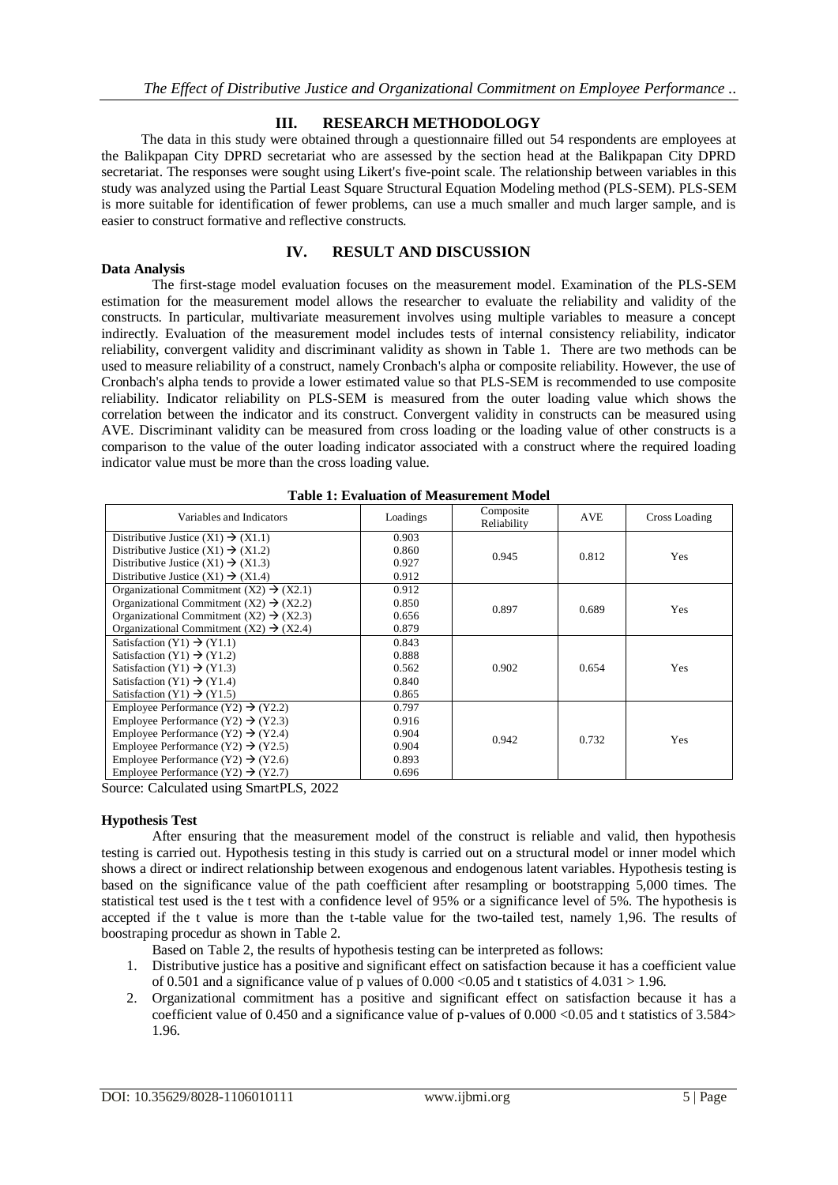## III. RESEARCH METHODOLOGY

The data in this study were obtained through a questionnaire filled out 54 respondents are employees at the Balikpapan City DPRD secretariat who are assessed by the section head at the Balikpapan City DPRD secretariat. The responses were sought using Likert's five-point scale. The relationship between variables in this study was analyzed using the Partial Least Square Structural Equation Modeling method (PLS-SEM). PLS-SEM is more suitable for identification of fewer problems, can use a much smaller and much larger sample, and is easier to construct formative and reflective constructs.

## IV. RESULT AND DISCUSSION

### Data Analysis

The first-stage model evaluation focuses on the measurement model. Examination of the PLS-SEM estimation for the measurement model allows the researcher to evaluate the reliability and validity of the constructs. In particular, multivariate measurement involves using multiple variables to measure a concept indirectly. Evaluation of the measurement model includes tests of internal consistency reliability, indicator reliability, convergent validity and discriminant validity as shown in Table 1. There are two methods can be used to measure reliability of a construct, namely Cronbach's alpha or composite reliability. However, the use of Cronbach's alpha tends to provide a lower estimated value so that PLS-SEM is recommended to use composite reliability. Indicator reliability on PLS-SEM is measured from the outer loading value which shows the correlation between the indicator and its construct. Convergent validity in constructs can be measured using AVE. Discriminant validity can be measured from cross loading or the loading value of other constructs is a comparison to the value of the outer loading indicator associated with a construct where the required loading indicator value must be more than the cross loading value.

**Table 1: Evaluation of Measurement Model**

| Variables and Indicators | Loadings | Composite Reliability | AVE | Cross Loading |
|---|---|---|---|---|
| Distributive Justice (X1) → (X1.1) | 0.903 | 0.945 | 0.812 | Yes |
| Distributive Justice (X1) → (X1.2) | 0.860 | | | |
| Distributive Justice (X1) → (X1.3) | 0.927 | | | |
| Distributive Justice (X1) → (X1.4) | 0.912 | | | |
| Organizational Commitment (X2) → (X2.1) | 0.912 | 0.897 | 0.689 | Yes |
| Organizational Commitment (X2) → (X2.2) | 0.850 | | | |
| Organizational Commitment (X2) → (X2.3) | 0.656 | | | |
| Organizational Commitment (X2) → (X2.4) | 0.879 | | | |
| Satisfaction (Y1) → (Y1.1) | 0.843 | 0.902 | 0.654 | Yes |
| Satisfaction (Y1) → (Y1.2) | 0.888 | | | |
| Satisfaction (Y1) → (Y1.3) | 0.562 | | | |
| Satisfaction (Y1) → (Y1.4) | 0.840 | | | |
| Satisfaction (Y1) → (Y1.5) | 0.865 | | | |
| Employee Performance (Y2) → (Y2.2) | 0.797 | 0.942 | 0.732 | Yes |
| Employee Performance (Y2) → (Y2.3) | 0.916 | | | |
| Employee Performance (Y2) → (Y2.4) | 0.904 | | | |
| Employee Performance (Y2) → (Y2.5) | 0.904 | | | |
| Employee Performance (Y2) → (Y2.6) | 0.893 | | | |
| Employee Performance (Y2) → (Y2.7) | 0.696 | | | |

Source: Calculated using SmartPLS, 2022

### Hypothesis Test

After ensuring that the measurement model of the construct is reliable and valid, then hypothesis testing is carried out. Hypothesis testing in this study is carried out on a structural model or inner model which shows a direct or indirect relationship between exogenous and endogenous latent variables. Hypothesis testing is based on the significance value of the path coefficient after resampling or bootstrapping 5,000 times. The statistical test used is the t test with a confidence level of 95% or a significance level of 5%. The hypothesis is accepted if the t value is more than the t-table value for the two-tailed test, namely 1,96. The results of boostraping procedur as shown in Table 2.

Based on Table 2, the results of hypothesis testing can be interpreted as follows:

1. Distributive justice has a positive and significant effect on satisfaction because it has a coefficient value of 0.501 and a significance value of p values of $0.000 < 0.05$ and t statistics of $4.031 > 1.96$.
2. Organizational commitment has a positive and significant effect on satisfaction because it has a coefficient value of 0.450 and a significance value of p-values of $0.000 < 0.05$ and t statistics of $3.584 > 1.96$.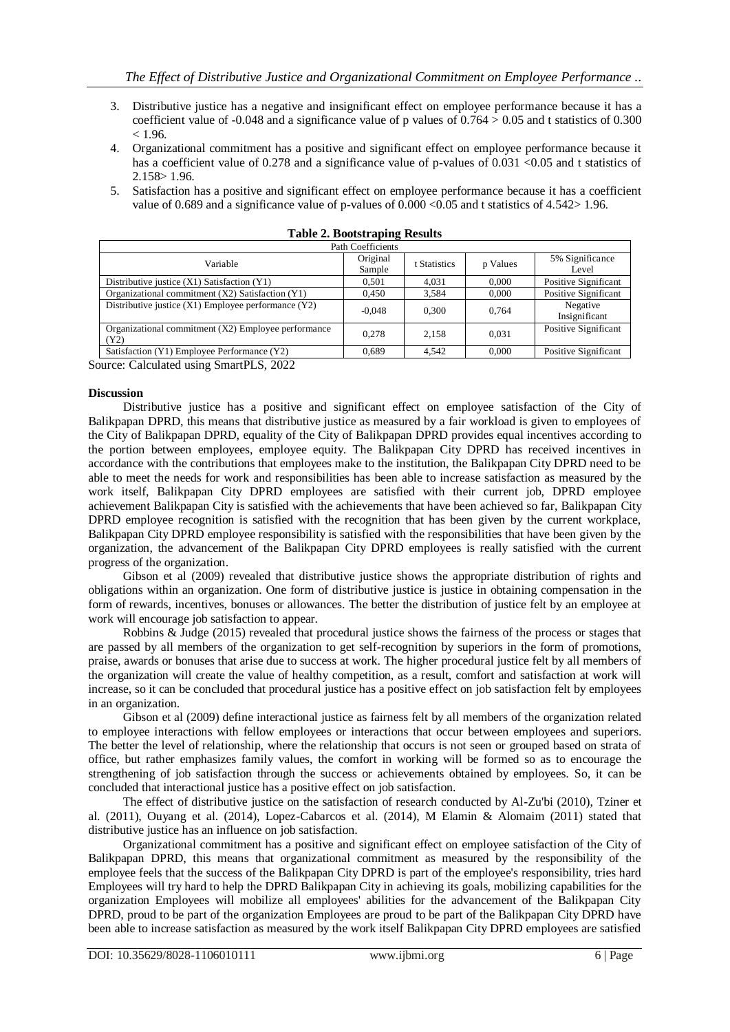3. Distributive justice has a negative and insignificant effect on employee performance because it has a coefficient value of -0.048 and a significance value of p values of 0.764 > 0.05 and t statistics of 0.300 < 1.96.
4. Organizational commitment has a positive and significant effect on employee performance because it has a coefficient value of 0.278 and a significance value of p-values of 0.031 <0.05 and t statistics of 2.158> 1.96.
5. Satisfaction has a positive and significant effect on employee performance because it has a coefficient value of 0.689 and a significance value of p-values of 0.000 <0.05 and t statistics of 4.542> 1.96.

**Table 2. Bootstraping Results**

| Path Coefficients | | | | |
|---|---|---|---|---|
| Variable | Original Sample | t Statistics | p Values | 5% Significance Level |
| Distributive justice (X1) Satisfaction (Y1) | 0,501 | 4,031 | 0,000 | Positive Significant |
| Organizational commitment (X2) Satisfaction (Y1) | 0,450 | 3,584 | 0,000 | Positive Significant |
| Distributive justice (X1) Employee performance (Y2) | -0,048 | 0,300 | 0,764 | Negative Insignificant |
| Organizational commitment (X2) Employee performance (Y2) | 0,278 | 2,158 | 0,031 | Positive Significant |
| Satisfaction (Y1) Employee Performance (Y2) | 0,689 | 4,542 | 0,000 | Positive Significant |

Source: Calculated using SmartPLS, 2022

**Discussion**

Distributive justice has a positive and significant effect on employee satisfaction of the City of Balikpapan DPRD, this means that distributive justice as measured by a fair workload is given to employees of the City of Balikpapan DPRD, equality of the City of Balikpapan DPRD provides equal incentives according to the portion between employees, employee equity. The Balikpapan City DPRD has received incentives in accordance with the contributions that employees make to the institution, the Balikpapan City DPRD need to be able to meet the needs for work and responsibilities has been able to increase satisfaction as measured by the work itself, Balikpapan City DPRD employees are satisfied with their current job, DPRD employee achievement Balikpapan City is satisfied with the achievements that have been achieved so far, Balikpapan City DPRD employee recognition is satisfied with the recognition that has been given by the current workplace, Balikpapan City DPRD employee responsibility is satisfied with the responsibilities that have been given by the organization, the advancement of the Balikpapan City DPRD employees is really satisfied with the current progress of the organization.

Gibson et al (2009) revealed that distributive justice shows the appropriate distribution of rights and obligations within an organization. One form of distributive justice is justice in obtaining compensation in the form of rewards, incentives, bonuses or allowances. The better the distribution of justice felt by an employee at work will encourage job satisfaction to appear.

Robbins & Judge (2015) revealed that procedural justice shows the fairness of the process or stages that are passed by all members of the organization to get self-recognition by superiors in the form of promotions, praise, awards or bonuses that arise due to success at work. The higher procedural justice felt by all members of the organization will create the value of healthy competition, as a result, comfort and satisfaction at work will increase, so it can be concluded that procedural justice has a positive effect on job satisfaction felt by employees in an organization.

Gibson et al (2009) define interactional justice as fairness felt by all members of the organization related to employee interactions with fellow employees or interactions that occur between employees and superiors. The better the level of relationship, where the relationship that occurs is not seen or grouped based on strata of office, but rather emphasizes family values, the comfort in working will be formed so as to encourage the strengthening of job satisfaction through the success or achievements obtained by employees. So, it can be concluded that interactional justice has a positive effect on job satisfaction.

The effect of distributive justice on the satisfaction of research conducted by Al-Zu'bi (2010), Tziner et al. (2011), Ouyang et al. (2014), Lopez-Cabarcos et al. (2014), M Elamin & Alomaim (2011) stated that distributive justice has an influence on job satisfaction.

Organizational commitment has a positive and significant effect on employee satisfaction of the City of Balikpapan DPRD, this means that organizational commitment as measured by the responsibility of the employee feels that the success of the Balikpapan City DPRD is part of the employee's responsibility, tries hard Employees will try hard to help the DPRD Balikpapan City in achieving its goals, mobilizing capabilities for the organization Employees will mobilize all employees' abilities for the advancement of the Balikpapan City DPRD, proud to be part of the organization Employees are proud to be part of the Balikpapan City DPRD have been able to increase satisfaction as measured by the work itself Balikpapan City DPRD employees are satisfied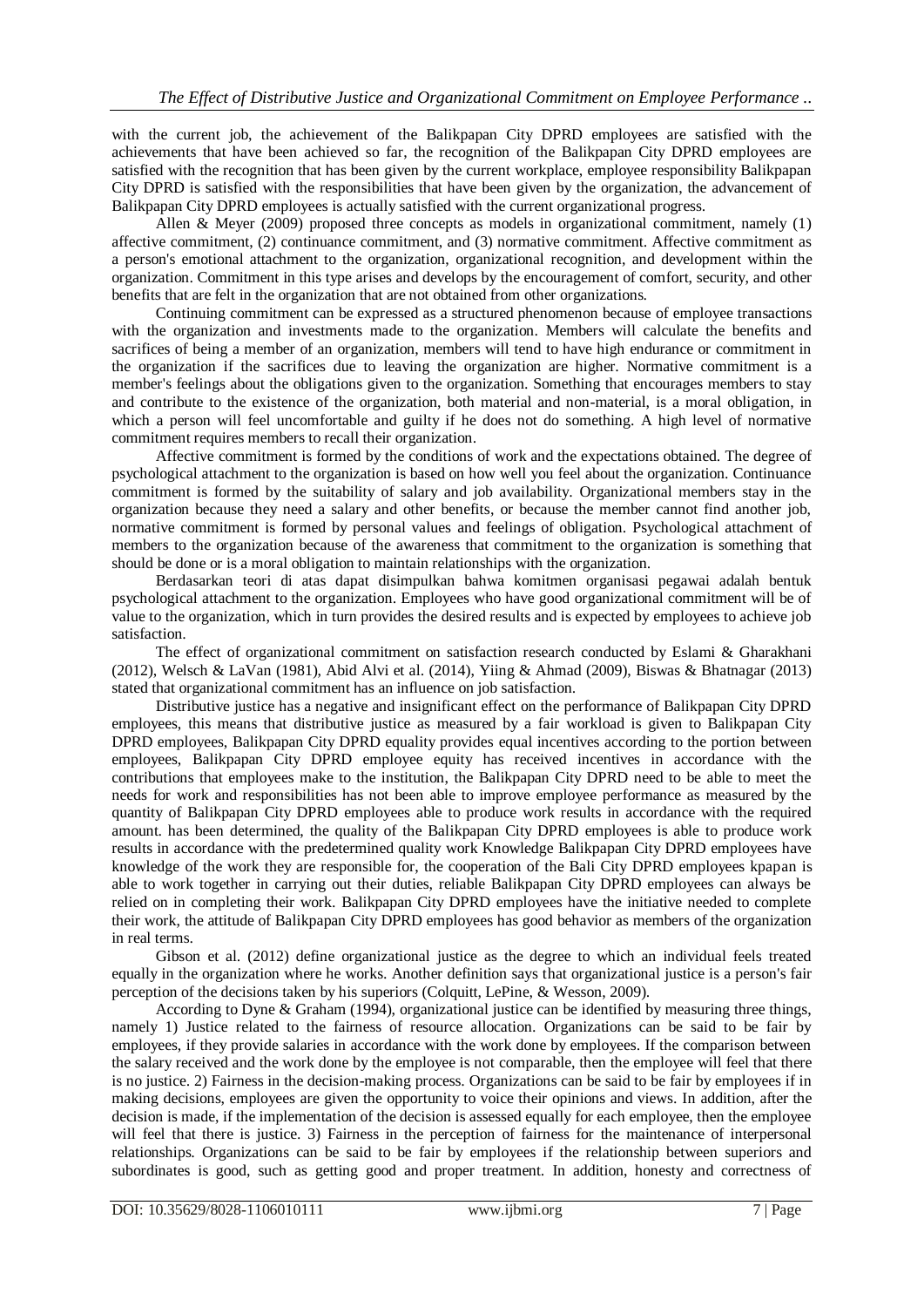with the current job, the achievement of the Balikpapan City DPRD employees are satisfied with the achievements that have been achieved so far, the recognition of the Balikpapan City DPRD employees are satisfied with the recognition that has been given by the current workplace, employee responsibility Balikpapan City DPRD is satisfied with the responsibilities that have been given by the organization, the advancement of Balikpapan City DPRD employees is actually satisfied with the current organizational progress.

Allen & Meyer (2009) proposed three concepts as models in organizational commitment, namely (1) affective commitment, (2) continuance commitment, and (3) normative commitment. Affective commitment as a person's emotional attachment to the organization, organizational recognition, and development within the organization. Commitment in this type arises and develops by the encouragement of comfort, security, and other benefits that are felt in the organization that are not obtained from other organizations.

Continuing commitment can be expressed as a structured phenomenon because of employee transactions with the organization and investments made to the organization. Members will calculate the benefits and sacrifices of being a member of an organization, members will tend to have high endurance or commitment in the organization if the sacrifices due to leaving the organization are higher. Normative commitment is a member's feelings about the obligations given to the organization. Something that encourages members to stay and contribute to the existence of the organization, both material and non-material, is a moral obligation, in which a person will feel uncomfortable and guilty if he does not do something. A high level of normative commitment requires members to recall their organization.

Affective commitment is formed by the conditions of work and the expectations obtained. The degree of psychological attachment to the organization is based on how well you feel about the organization. Continuance commitment is formed by the suitability of salary and job availability. Organizational members stay in the organization because they need a salary and other benefits, or because the member cannot find another job, normative commitment is formed by personal values and feelings of obligation. Psychological attachment of members to the organization because of the awareness that commitment to the organization is something that should be done or is a moral obligation to maintain relationships with the organization.

Berdasarkan teori di atas dapat disimpulkan bahwa komitmen organisasi pegawai adalah bentuk psychological attachment to the organization. Employees who have good organizational commitment will be of value to the organization, which in turn provides the desired results and is expected by employees to achieve job satisfaction.

The effect of organizational commitment on satisfaction research conducted by Eslami & Gharakhani (2012), Welsch & LaVan (1981), Abid Alvi et al. (2014), Yiing & Ahmad (2009), Biswas & Bhatnagar (2013) stated that organizational commitment has an influence on job satisfaction.

Distributive justice has a negative and insignificant effect on the performance of Balikpapan City DPRD employees, this means that distributive justice as measured by a fair workload is given to Balikpapan City DPRD employees, Balikpapan City DPRD equality provides equal incentives according to the portion between employees, Balikpapan City DPRD employee equity has received incentives in accordance with the contributions that employees make to the institution, the Balikpapan City DPRD need to be able to meet the needs for work and responsibilities has not been able to improve employee performance as measured by the quantity of Balikpapan City DPRD employees able to produce work results in accordance with the required amount. has been determined, the quality of the Balikpapan City DPRD employees is able to produce work results in accordance with the predetermined quality work Knowledge Balikpapan City DPRD employees have knowledge of the work they are responsible for, the cooperation of the Bali City DPRD employees kpapan is able to work together in carrying out their duties, reliable Balikpapan City DPRD employees can always be relied on in completing their work. Balikpapan City DPRD employees have the initiative needed to complete their work, the attitude of Balikpapan City DPRD employees has good behavior as members of the organization in real terms.

Gibson et al. (2012) define organizational justice as the degree to which an individual feels treated equally in the organization where he works. Another definition says that organizational justice is a person's fair perception of the decisions taken by his superiors (Colquitt, LePine, & Wesson, 2009).

According to Dyne & Graham (1994), organizational justice can be identified by measuring three things, namely 1) Justice related to the fairness of resource allocation. Organizations can be said to be fair by employees, if they provide salaries in accordance with the work done by employees. If the comparison between the salary received and the work done by the employee is not comparable, then the employee will feel that there is no justice. 2) Fairness in the decision-making process. Organizations can be said to be fair by employees if in making decisions, employees are given the opportunity to voice their opinions and views. In addition, after the decision is made, if the implementation of the decision is assessed equally for each employee, then the employee will feel that there is justice. 3) Fairness in the perception of fairness for the maintenance of interpersonal relationships. Organizations can be said to be fair by employees if the relationship between superiors and subordinates is good, such as getting good and proper treatment. In addition, honesty and correctness of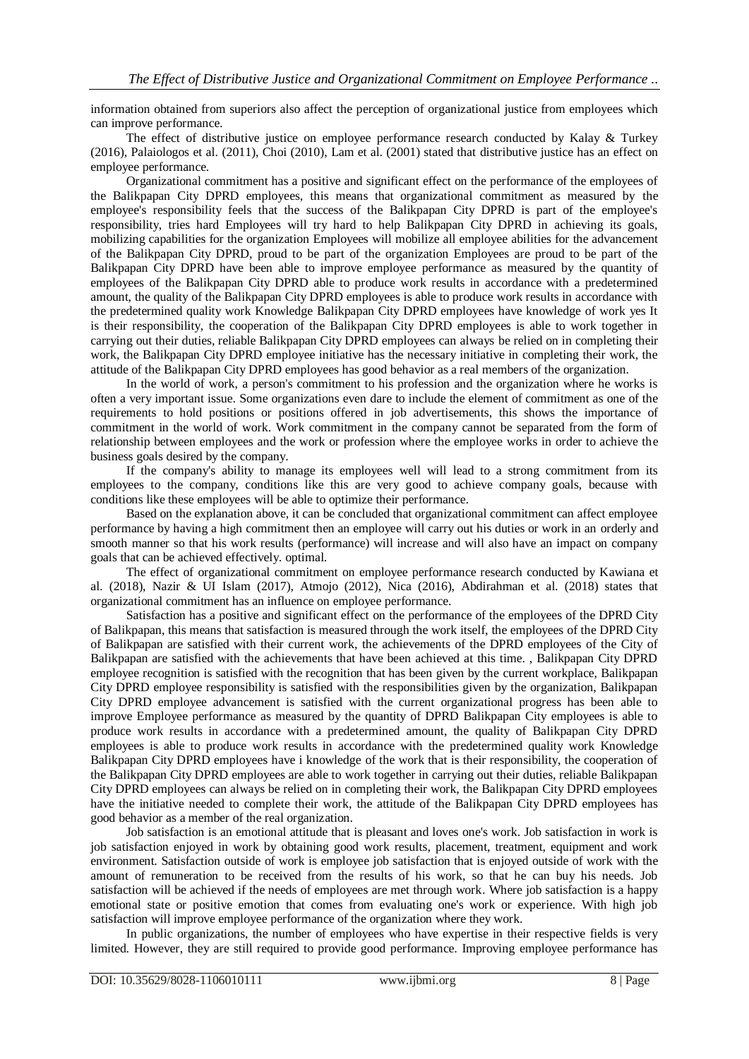information obtained from superiors also affect the perception of organizational justice from employees which can improve performance.

The effect of distributive justice on employee performance research conducted by Kalay & Turkey (2016), Palaiologos et al. (2011), Choi (2010), Lam et al. (2001) stated that distributive justice has an effect on employee performance.

Organizational commitment has a positive and significant effect on the performance of the employees of the Balikpapan City DPRD employees, this means that organizational commitment as measured by the employee's responsibility feels that the success of the Balikpapan City DPRD is part of the employee's responsibility, tries hard Employees will try hard to help Balikpapan City DPRD in achieving its goals, mobilizing capabilities for the organization Employees will mobilize all employee abilities for the advancement of the Balikpapan City DPRD, proud to be part of the organization Employees are proud to be part of the Balikpapan City DPRD have been able to improve employee performance as measured by the quantity of employees of the Balikpapan City DPRD able to produce work results in accordance with a predetermined amount, the quality of the Balikpapan City DPRD employees is able to produce work results in accordance with the predetermined quality work Knowledge Balikpapan City DPRD employees have knowledge of work yes It is their responsibility, the cooperation of the Balikpapan City DPRD employees is able to work together in carrying out their duties, reliable Balikpapan City DPRD employees can always be relied on in completing their work, the Balikpapan City DPRD employee initiative has the necessary initiative in completing their work, the attitude of the Balikpapan City DPRD employees has good behavior as a real members of the organization.

In the world of work, a person's commitment to his profession and the organization where he works is often a very important issue. Some organizations even dare to include the element of commitment as one of the requirements to hold positions or positions offered in job advertisements, this shows the importance of commitment in the world of work. Work commitment in the company cannot be separated from the form of relationship between employees and the work or profession where the employee works in order to achieve the business goals desired by the company.

If the company's ability to manage its employees well will lead to a strong commitment from its employees to the company, conditions like this are very good to achieve company goals, because with conditions like these employees will be able to optimize their performance.

Based on the explanation above, it can be concluded that organizational commitment can affect employee performance by having a high commitment then an employee will carry out his duties or work in an orderly and smooth manner so that his work results (performance) will increase and will also have an impact on company goals that can be achieved effectively. optimal.

The effect of organizational commitment on employee performance research conducted by Kawiana et al. (2018), Nazir & Ul Islam (2017), Atmojo (2012), Nica (2016), Abdirahman et al. (2018) states that organizational commitment has an influence on employee performance.

Satisfaction has a positive and significant effect on the performance of the employees of the DPRD City of Balikpapan, this means that satisfaction is measured through the work itself, the employees of the DPRD City of Balikpapan are satisfied with their current work, the achievements of the DPRD employees of the City of Balikpapan are satisfied with the achievements that have been achieved at this time. , Balikpapan City DPRD employee recognition is satisfied with the recognition that has been given by the current workplace, Balikpapan City DPRD employee responsibility is satisfied with the responsibilities given by the organization, Balikpapan City DPRD employee advancement is satisfied with the current organizational progress has been able to improve Employee performance as measured by the quantity of DPRD Balikpapan City employees is able to produce work results in accordance with a predetermined amount, the quality of Balikpapan City DPRD employees is able to produce work results in accordance with the predetermined quality work Knowledge Balikpapan City DPRD employees have i knowledge of the work that is their responsibility, the cooperation of the Balikpapan City DPRD employees are able to work together in carrying out their duties, reliable Balikpapan City DPRD employees can always be relied on in completing their work, the Balikpapan City DPRD employees have the initiative needed to complete their work, the attitude of the Balikpapan City DPRD employees has good behavior as a member of the real organization.

Job satisfaction is an emotional attitude that is pleasant and loves one's work. Job satisfaction in work is job satisfaction enjoyed in work by obtaining good work results, placement, treatment, equipment and work environment. Satisfaction outside of work is employee job satisfaction that is enjoyed outside of work with the amount of remuneration to be received from the results of his work, so that he can buy his needs. Job satisfaction will be achieved if the needs of employees are met through work. Where job satisfaction is a happy emotional state or positive emotion that comes from evaluating one's work or experience. With high job satisfaction will improve employee performance of the organization where they work.

In public organizations, the number of employees who have expertise in their respective fields is very limited. However, they are still required to provide good performance. Improving employee performance has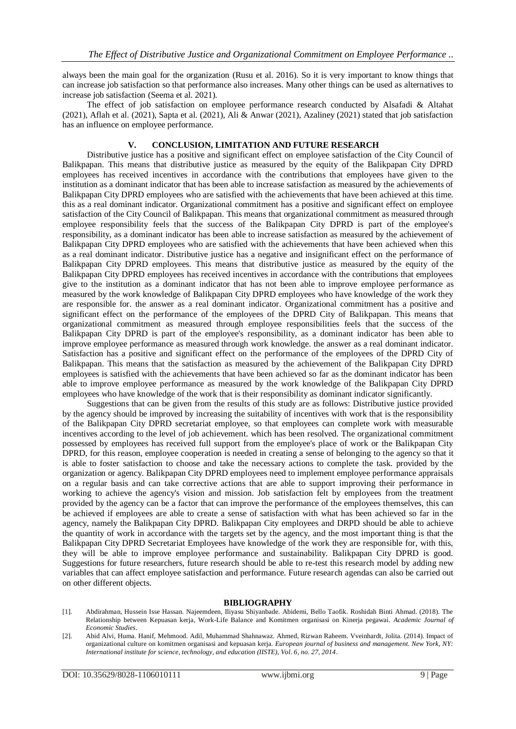always been the main goal for the organization (Rusu et al. 2016). So it is very important to know things that can increase job satisfaction so that performance also increases. Many other things can be used as alternatives to increase job satisfaction (Seema et al. 2021).

The effect of job satisfaction on employee performance research conducted by Alsafadi & Altahat (2021), Aflah et al. (2021), Sapta et al. (2021), Ali & Anwar (2021), Azaliney (2021) stated that job satisfaction has an influence on employee performance.

## V. CONCLUSION, LIMITATION AND FUTURE RESEARCH

Distributive justice has a positive and significant effect on employee satisfaction of the City Council of Balikpapan. This means that distributive justice as measured by the equity of the Balikpapan City DPRD employees has received incentives in accordance with the contributions that employees have given to the institution as a dominant indicator that has been able to increase satisfaction as measured by the achievements of Balikpapan City DPRD employees who are satisfied with the achievements that have been achieved at this time. this as a real dominant indicator. Organizational commitment has a positive and significant effect on employee satisfaction of the City Council of Balikpapan. This means that organizational commitment as measured through employee responsibility feels that the success of the Balikpapan City DPRD is part of the employee's responsibility, as a dominant indicator has been able to increase satisfaction as measured by the achievement of Balikpapan City DPRD employees who are satisfied with the achievements that have been achieved when this as a real dominant indicator. Distributive justice has a negative and insignificant effect on the performance of Balikpapan City DPRD employees. This means that distributive justice as measured by the equity of the Balikpapan City DPRD employees has received incentives in accordance with the contributions that employees give to the institution as a dominant indicator that has not been able to improve employee performance as measured by the work knowledge of Balikpapan City DPRD employees who have knowledge of the work they are responsible for. the answer as a real dominant indicator. Organizational commitment has a positive and significant effect on the performance of the employees of the DPRD City of Balikpapan. This means that organizational commitment as measured through employee responsibilities feels that the success of the Balikpapan City DPRD is part of the employee's responsibility, as a dominant indicator has been able to improve employee performance as measured through work knowledge. the answer as a real dominant indicator. Satisfaction has a positive and significant effect on the performance of the employees of the DPRD City of Balikpapan. This means that the satisfaction as measured by the achievement of the Balikpapan City DPRD employees is satisfied with the achievements that have been achieved so far as the dominant indicator has been able to improve employee performance as measured by the work knowledge of the Balikpapan City DPRD employees who have knowledge of the work that is their responsibility as dominant indicator significantly.

Suggestions that can be given from the results of this study are as follows: Distributive justice provided by the agency should be improved by increasing the suitability of incentives with work that is the responsibility of the Balikpapan City DPRD secretariat employee, so that employees can complete work with measurable incentives according to the level of job achievement. which has been resolved. The organizational commitment possessed by employees has received full support from the employee's place of work or the Balikpapan City DPRD, for this reason, employee cooperation is needed in creating a sense of belonging to the agency so that it is able to foster satisfaction to choose and take the necessary actions to complete the task. provided by the organization or agency. Balikpapan City DPRD employees need to implement employee performance appraisals on a regular basis and can take corrective actions that are able to support improving their performance in working to achieve the agency's vision and mission. Job satisfaction felt by employees from the treatment provided by the agency can be a factor that can improve the performance of the employees themselves, this can be achieved if employees are able to create a sense of satisfaction with what has been achieved so far in the agency, namely the Balikpapan City DPRD. Balikpapan City employees and DRPD should be able to achieve the quantity of work in accordance with the targets set by the agency, and the most important thing is that the Balikpapan City DPRD Secretariat Employees have knowledge of the work they are responsible for, with this, they will be able to improve employee performance and sustainability. Balikpapan City DPRD is good. Suggestions for future researchers, future research should be able to re-test this research model by adding new variables that can affect employee satisfaction and performance. Future research agendas can also be carried out on other different objects.

## BIBLIOGRAPHY

[1]. Abdirahman, Hussein Isse Hassan. Najeemdeen, Iliyasu Shiyanbade. Abidemi, Bello Taofik. Roshidah Binti Ahmad. (2018). The Relationship between Kepuasan kerja, Work-Life Balance and Komitmen organisasi on Kinerja pegawai. *Academic Journal of Economic Studies*.

[2]. Abid Alvi, Huma. Hanif, Mehmood. Adil, Muhammad Shahnawaz. Ahmed, Rizwan Raheem. Vveinhardt, Jolita. (2014). Impact of organizational culture on komitmen organisasi and kepuasan kerja. *European journal of business and management. New York, NY: International institute for science, technology, and education (IISTE), Vol. 6, no. 27, 2014*.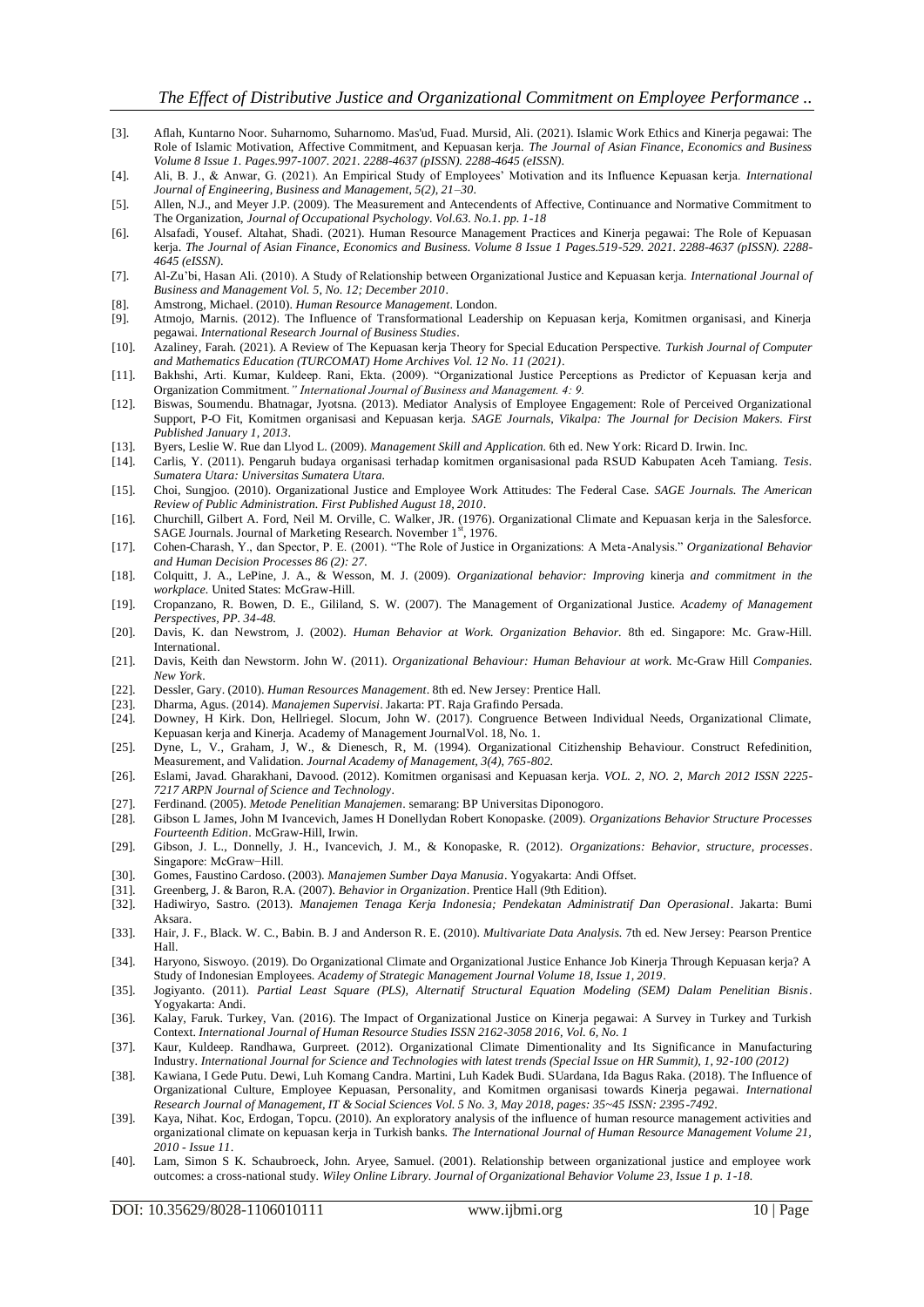[3]. Aflah, Kuntarno Noor. Suharnomo, Suharnomo. Mas'ud, Fuad. Mursid, Ali. (2021). Islamic Work Ethics and Kinerja pegawai: The Role of Islamic Motivation, Affective Commitment, and Kepuasan kerja. *The Journal of Asian Finance, Economics and Business Volume 8 Issue 1. Pages.997-1007. 2021. 2288-4637 (pISSN). 2288-4645 (eISSN).*

[4]. Ali, B. J., & Anwar, G. (2021). An Empirical Study of Employees' Motivation and its Influence Kepuasan kerja. *International Journal of Engineering, Business and Management, 5(2), 21–30.*

[5]. Allen, N.J., and Meyer J.P. (2009). The Measurement and Antecendents of Affective, Continuance and Normative Commitment to The Organization, *Journal of Occupational Psychology. Vol.63. No.1. pp. 1-18*

[6]. Alsafadi, Yousef. Altahat, Shadi. (2021). Human Resource Management Practices and Kinerja pegawai: The Role of Kepuasan kerja. *The Journal of Asian Finance, Economics and Business. Volume 8 Issue 1 Pages.519-529. 2021. 2288-4637 (pISSN). 2288-4645 (eISSN).*

[7]. Al-Zu'bi, Hasan Ali. (2010). A Study of Relationship between Organizational Justice and Kepuasan kerja. *International Journal of Business and Management Vol. 5, No. 12; December 2010*.

[8]. Amstrong, Michael. (2010). *Human Resource Management*. London.

[9]. Atmojo, Marnis. (2012). The Influence of Transformational Leadership on Kepuasan kerja, Komitmen organisasi, and Kinerja pegawai. *International Research Journal of Business Studies*.

[10]. Azaliney, Farah. (2021). A Review of The Kepuasan kerja Theory for Special Education Perspective. *Turkish Journal of Computer and Mathematics Education (TURCOMAT) Home Archives Vol. 12 No. 11 (2021)*.

[11]. Bakhshi, Arti. Kumar, Kuldeep. Rani, Ekta. (2009). "Organizational Justice Perceptions as Predictor of Kepuasan kerja and Organization Commitment*." International Journal of Business and Management. 4: 9.*

[12]. Biswas, Soumendu. Bhatnagar, Jyotsna. (2013). Mediator Analysis of Employee Engagement: Role of Perceived Organizational Support, P-O Fit, Komitmen organisasi and Kepuasan kerja. *SAGE Journals, Vikalpa: The Journal for Decision Makers. First Published January 1, 2013*.

[13]. Byers, Leslie W. Rue dan Llyod L. (2009). *Management Skill and Application*. 6th ed. New York: Ricard D. Irwin. Inc.

[14]. Carlis, Y. (2011). Pengaruh budaya organisasi terhadap komitmen organisasional pada RSUD Kabupaten Aceh Tamiang. *Tesis*. *Sumatera Utara: Universitas Sumatera Utara.*

[15]. Choi, Sungjoo. (2010). Organizational Justice and Employee Work Attitudes: The Federal Case. *SAGE Journals. The American Review of Public Administration. First Published August 18, 2010*.

[16]. Churchill, Gilbert A. Ford, Neil M. Orville, C. Walker, JR. (1976). Organizational Climate and Kepuasan kerja in the Salesforce. SAGE Journals. Journal of Marketing Research. November 1st, 1976.

[17]. Cohen-Charash, Y., dan Spector, P. E. (2001). "The Role of Justice in Organizations: A Meta-Analysis." *Organizational Behavior and Human Decision Processes 86 (2): 27.*

[18]. Colquitt, J. A., LePine, J. A., & Wesson, M. J. (2009). *Organizational behavior: Improving* kinerja *and commitment in the workplace*. United States: McGraw-Hill.

[19]. Cropanzano, R. Bowen, D. E., Gililand, S. W. (2007). The Management of Organizational Justice. *Academy of Management Perspectives, PP. 34-48.*

[20]. Davis, K. dan Newstrom, J. (2002). *Human Behavior at Work. Organization Behavior.* 8th ed. Singapore: Mc. Graw-Hill. International.

[21]. Davis, Keith dan Newstorm. John W. (2011). *Organizational Behaviour: Human Behaviour at work.* Mc-Graw Hill *Companies. New York*.

[22]. Dessler, Gary. (2010). *Human Resources Management*. 8th ed. New Jersey: Prentice Hall.

[23]. Dharma, Agus. (2014). *Manajemen Supervisi*. Jakarta: PT. Raja Grafindo Persada.

[24]. Downey, H Kirk. Don, Hellriegel. Slocum, John W. (2017). Congruence Between Individual Needs, Organizational Climate, Kepuasan kerja and Kinerja. Academy of Management JournalVol. 18, No. 1.

[25]. Dyne, L. V., Graham, J, W., & Dienesch, R, M. (1994). Organizational Citizhenship Behaviour. Construct Refedinition, Measurement, and Validation. *Journal Academy of Management, 3(4), 765-802.*

[26]. Eslami, Javad. Gharakhani, Davood. (2012). Komitmen organisasi and Kepuasan kerja. *VOL. 2, NO. 2, March 2012 ISSN 2225-7217 ARPN Journal of Science and Technology*.

[27]. Ferdinand. (2005). *Metode Penelitian Manajemen*. semarang: BP Universitas Diponogoro.

[28]. Gibson L James, John M Ivancevich, James H Donellydan Robert Konopaske. (2009). *Organizations Behavior Structure Processes Fourteenth Edition*. McGraw-Hill, Irwin.

[29]. Gibson, J. L., Donnelly, J. H., Ivancevich, J. M., & Konopaske, R. (2012). *Organizations: Behavior, structure, processes*. Singapore: McGraw−Hill.

[30]. Gomes, Faustino Cardoso. (2003). *Manajemen Sumber Daya Manusia*. Yogyakarta: Andi Offset.

[31]. Greenberg, J. & Baron, R.A. (2007). *Behavior in Organization*. Prentice Hall (9th Edition).

[32]. Hadiwiryo, Sastro. (2013). *Manajemen Tenaga Kerja Indonesia; Pendekatan Administratif Dan Operasional*. Jakarta: Bumi Aksara.

[33]. Hair, J. F., Black. W. C., Babin. B. J and Anderson R. E. (2010). *Multivariate Data Analysis.* 7th ed. New Jersey: Pearson Prentice Hall.

[34]. Haryono, Siswoyo. (2019). Do Organizational Climate and Organizational Justice Enhance Job Kinerja Through Kepuasan kerja? A Study of Indonesian Employees. *Academy of Strategic Management Journal Volume 18, Issue 1, 2019*.

[35]. Jogiyanto. (2011). *Partial Least Square (PLS), Alternatif Structural Equation Modeling (SEM) Dalam Penelitian Bisnis*. Yogyakarta: Andi.

[36]. Kalay, Faruk. Turkey, Van. (2016). The Impact of Organizational Justice on Kinerja pegawai: A Survey in Turkey and Turkish Context. *International Journal of Human Resource Studies ISSN 2162-3058 2016, Vol. 6, No. 1*

[37]. Kaur, Kuldeep. Randhawa, Gurpreet. (2012). Organizational Climate Dimentionality and Its Significance in Manufacturing Industry. *International Journal for Science and Technologies with latest trends (Special Issue on HR Summit), 1, 92-100 (2012)*

[38]. Kawiana, I Gede Putu. Dewi, Luh Komang Candra. Martini, Luh Kadek Budi. SUardana, Ida Bagus Raka. (2018). The Influence of Organizational Culture, Employee Kepuasan, Personality, and Komitmen organisasi towards Kinerja pegawai. *International Research Journal of Management, IT & Social Sciences Vol. 5 No. 3, May 2018, pages: 35~45 ISSN: 2395-7492.*

[39]. Kaya, Nihat. Koc, Erdogan, Topcu. (2010). An exploratory analysis of the influence of human resource management activities and organizational climate on kepuasan kerja in Turkish banks. *The International Journal of Human Resource Management Volume 21, 2010 - Issue 11*.

[40]. Lam, Simon S K. Schaubroeck, John. Aryee, Samuel. (2001). Relationship between organizational justice and employee work outcomes: a cross-national study. *Wiley Online Library. Journal of Organizational Behavior Volume 23, Issue 1 p. 1-18.*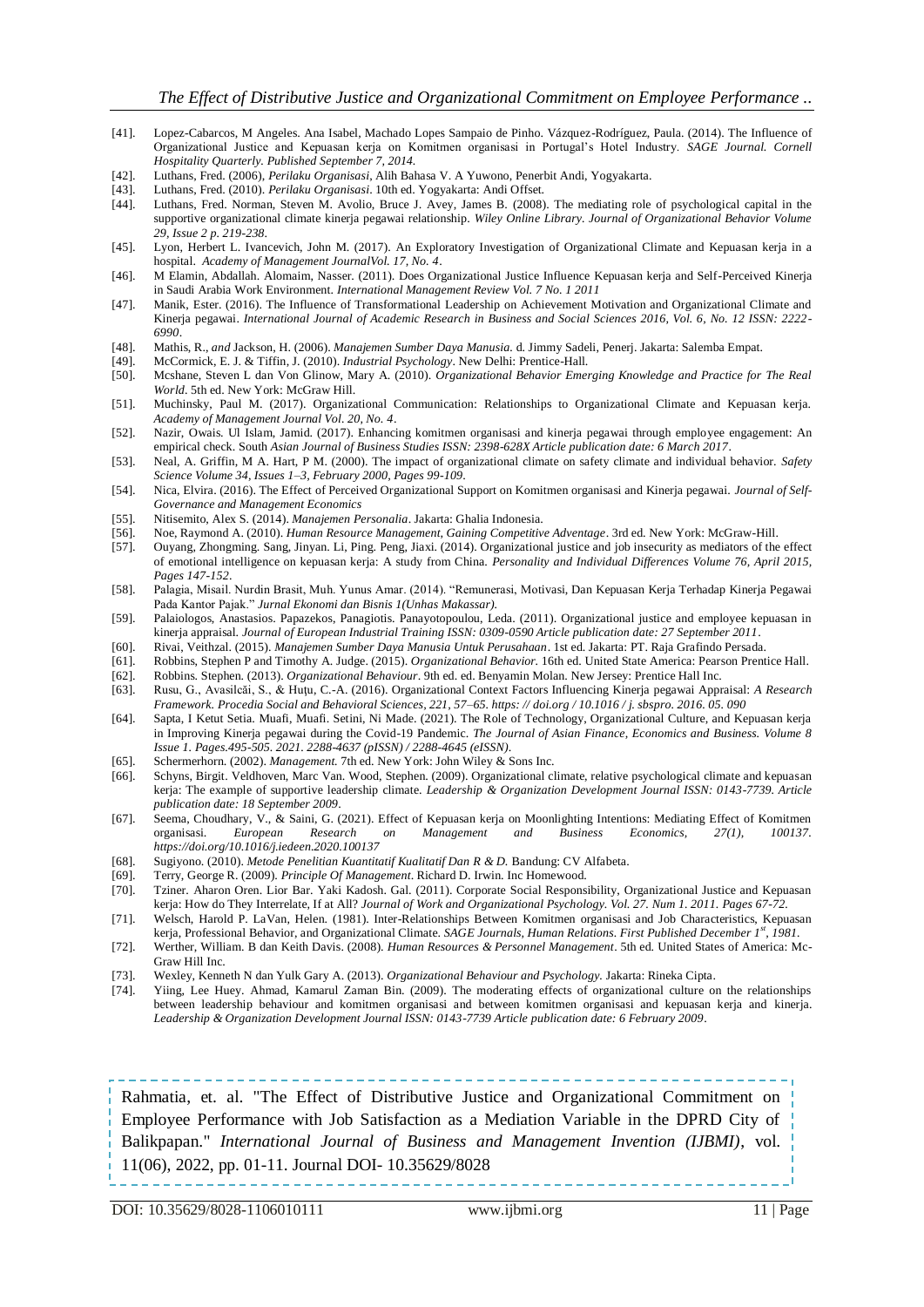[41]. Lopez-Cabarcos, M Angeles. Ana Isabel, Machado Lopes Sampaio de Pinho. Vázquez-Rodríguez, Paula. (2014). The Influence of Organizational Justice and Kepuasan kerja on Komitmen organisasi in Portugal's Hotel Industry. *SAGE Journal. Cornell Hospitality Quarterly. Published September 7, 2014.*

[42]. Luthans, Fred. (2006), *Perilaku Organisasi*, Alih Bahasa V. A Yuwono, Penerbit Andi, Yogyakarta.

[43]. Luthans, Fred. (2010). *Perilaku Organisasi*. 10th ed. Yogyakarta: Andi Offset.

[44]. Luthans, Fred. Norman, Steven M. Avolio, Bruce J. Avey, James B. (2008). The mediating role of psychological capital in the supportive organizational climate kinerja pegawai relationship. *Wiley Online Library. Journal of Organizational Behavior Volume 29, Issue 2 p. 219-238.*

[45]. Lyon, Herbert L. Ivancevich, John M. (2017). An Exploratory Investigation of Organizational Climate and Kepuasan kerja in a hospital. *Academy of Management JournalVol. 17, No. 4*.

[46]. M Elamin, Abdallah. Alomaim, Nasser. (2011). Does Organizational Justice Influence Kepuasan kerja and Self-Perceived Kinerja in Saudi Arabia Work Environment. *International Management Review Vol. 7 No. 1 2011*

[47]. Manik, Ester. (2016). The Influence of Transformational Leadership on Achievement Motivation and Organizational Climate and Kinerja pegawai. *International Journal of Academic Research in Business and Social Sciences 2016, Vol. 6, No. 12 ISSN: 2222-6990*.

[48]. Mathis, R., *and* Jackson, H. (2006). *Manajemen Sumber Daya Manusia*. d. Jimmy Sadeli, Penerj. Jakarta: Salemba Empat.

[49]. McCormick, E. J. & Tiffin, J. (2010). *Industrial Psychology*. New Delhi: Prentice-Hall.

[50]. Mcshane, Steven L dan Von Glinow, Mary A. (2010). *Organizational Behavior Emerging Knowledge and Practice for The Real World*. 5th ed. New York: McGraw Hill.

[51]. Muchinsky, Paul M. (2017). Organizational Communication: Relationships to Organizational Climate and Kepuasan kerja. *Academy of Management Journal Vol. 20, No. 4*.

[52]. Nazir, Owais. Ul Islam, Jamid. (2017). Enhancing komitmen organisasi and kinerja pegawai through employee engagement: An empirical check. South *Asian Journal of Business Studies ISSN: 2398-628X Article publication date: 6 March 2017*.

[53]. Neal, A. Griffin, M A. Hart, P M. (2000). The impact of organizational climate on safety climate and individual behavior. *Safety Science Volume 34, Issues 1–3, February 2000, Pages 99-109*.

[54]. Nica, Elvira. (2016). The Effect of Perceived Organizational Support on Komitmen organisasi and Kinerja pegawai. *Journal of Self-Governance and Management Economics*

[55]. Nitisemito, Alex S. (2014). *Manajemen Personalia*. Jakarta: Ghalia Indonesia.

[56]. Noe, Raymond A. (2010). *Human Resource Management, Gaining Competitive Adventage*. 3rd ed. New York: McGraw-Hill.

[57]. Ouyang, Zhongming. Sang, Jinyan. Li, Ping. Peng, Jiaxi. (2014). Organizational justice and job insecurity as mediators of the effect of emotional intelligence on kepuasan kerja: A study from China. *Personality and Individual Differences Volume 76, April 2015, Pages 147-152*.

[58]. Palagia, Misail. Nurdin Brasit, Muh. Yunus Amar. (2014). "Remunerasi, Motivasi, Dan Kepuasan Kerja Terhadap Kinerja Pegawai Pada Kantor Pajak." *Jurnal Ekonomi dan Bisnis 1(Unhas Makassar).*

[59]. Palaiologos, Anastasios. Papazekos, Panagiotis. Panayotopoulou, Leda. (2011). Organizational justice and employee kepuasan in kinerja appraisal. *Journal of European Industrial Training ISSN: 0309-0590 Article publication date: 27 September 2011*.

[60]. Rivai, Veithzal. (2015). *Manajemen Sumber Daya Manusia Untuk Perusahaan*. 1st ed. Jakarta: PT. Raja Grafindo Persada.

[61]. Robbins, Stephen P and Timothy A. Judge. (2015). *Organizational Behavior.* 16th ed. United State America: Pearson Prentice Hall.

[62]. Robbins. Stephen. (2013). *Organizational Behaviour*. 9th ed. ed. Benyamin Molan. New Jersey: Prentice Hall Inc.

[63]. Rusu, G., Avasilcăi, S., & Huțu, C.-A. (2016). Organizational Context Factors Influencing Kinerja pegawai Appraisal: *A Research Framework. Procedia Social and Behavioral Sciences, 221, 57–65. https: // doi.org / 10.1016 / j. sbspro. 2016. 05. 090*

[64]. Sapta, I Ketut Setia. Muafi, Muafi. Setini, Ni Made. (2021). The Role of Technology, Organizational Culture, and Kepuasan kerja in Improving Kinerja pegawai during the Covid-19 Pandemic. *The Journal of Asian Finance, Economics and Business. Volume 8 Issue 1. Pages.495-505. 2021. 2288-4637 (pISSN) / 2288-4645 (eISSN)*.

[65]. Schermerhorn. (2002). *Management.* 7th ed. New York: John Wiley & Sons Inc.

[66]. Schyns, Birgit. Veldhoven, Marc Van. Wood, Stephen. (2009). Organizational climate, relative psychological climate and kepuasan kerja: The example of supportive leadership climate. *Leadership & Organization Development Journal ISSN: 0143-7739. Article publication date: 18 September 2009*.

[67]. Seema, Choudhary, V., & Saini, G. (2021). Effect of Kepuasan kerja on Moonlighting Intentions: Mediating Effect of Komitmen organisasi. *European Research on Management and Business Economics, 27(1), 100137. https://doi.org/10.1016/j.iedeen.2020.100137*

[68]. Sugiyono. (2010). *Metode Penelitian Kuantitatif Kualitatif Dan R & D.* Bandung: CV Alfabeta.

[69]. Terry, George R. (2009). *Principle Of Management*. Richard D. Irwin. Inc Homewood.

[70]. Tziner. Aharon Oren. Lior Bar. Yaki Kadosh. Gal. (2011). Corporate Social Responsibility, Organizational Justice and Kepuasan kerja: How do They Interrelate, If at All? *Journal of Work and Organizational Psychology. Vol. 27. Num 1. 2011. Pages 67-72.*

[71]. Welsch, Harold P. LaVan, Helen. (1981). Inter-Relationships Between Komitmen organisasi and Job Characteristics, Kepuasan kerja, Professional Behavior, and Organizational Climate. *SAGE Journals, Human Relations. First Published December 1st, 1981.*

[72]. Werther, William. B dan Keith Davis. (2008). *Human Resources & Personnel Management*. 5th ed. United States of America: Mc-Graw Hill Inc.

[73]. Wexley, Kenneth N dan Yulk Gary A. (2013). *Organizational Behaviour and Psychology.* Jakarta: Rineka Cipta.

[74]. Yiing, Lee Huey. Ahmad, Kamarul Zaman Bin. (2009). The moderating effects of organizational culture on the relationships between leadership behaviour and komitmen organisasi and between komitmen organisasi and kepuasan kerja and kinerja. *Leadership & Organization Development Journal ISSN: 0143-7739 Article publication date: 6 February 2009*.

---

Rahmatia, et. al. "The Effect of Distributive Justice and Organizational Commitment on Employee Performance with Job Satisfaction as a Mediation Variable in the DPRD City of Balikpapan." *International Journal of Business and Management Invention (IJBMI)*, vol. 11(06), 2022, pp. 01-11. Journal DOI- 10.35629/8028